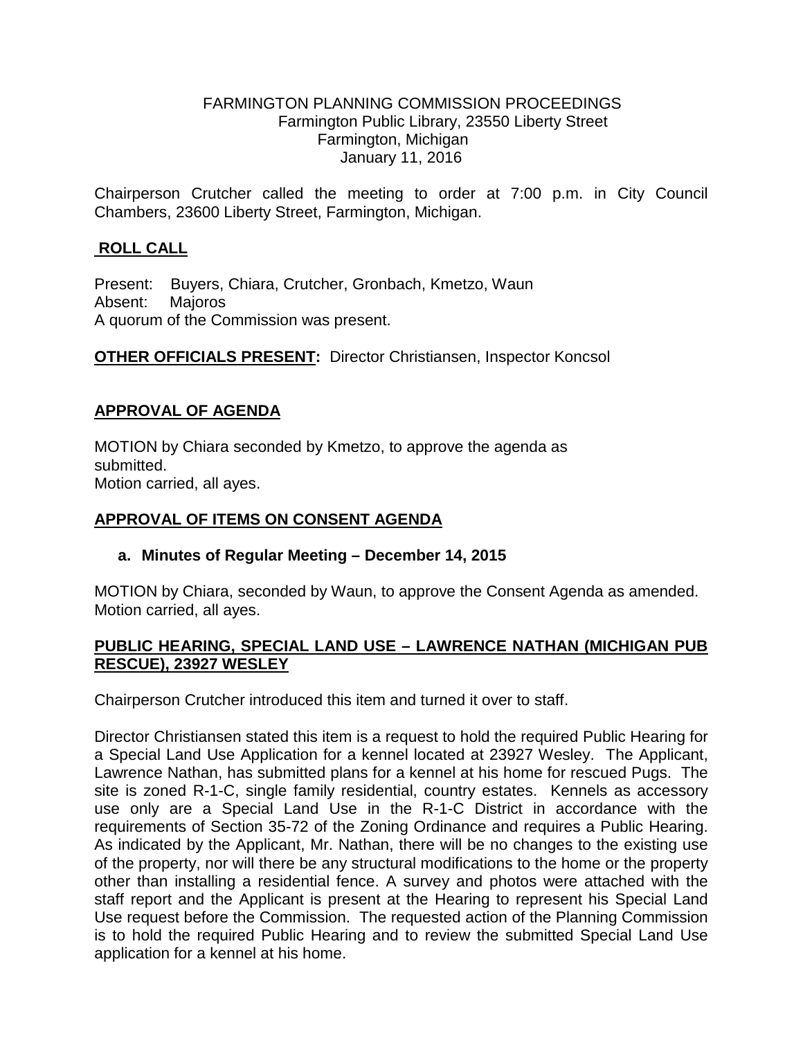FARMINGTON PLANNING COMMISSION PROCEEDINGS
Farmington Public Library, 23550 Liberty Street
Farmington, Michigan
January 11, 2016

Chairperson Crutcher called the meeting to order at 7:00 p.m. in City Council Chambers, 23600 Liberty Street, Farmington, Michigan.

## ROLL CALL

Present: Buyers, Chiara, Crutcher, Gronbach, Kmetzo, Waun
Absent: Majoros
A quorum of the Commission was present.

**OTHER OFFICIALS PRESENT:** Director Christiansen, Inspector Koncsol

## APPROVAL OF AGENDA

MOTION by Chiara seconded by Kmetzo, to approve the agenda as submitted.
Motion carried, all ayes.

## APPROVAL OF ITEMS ON CONSENT AGENDA

**a. Minutes of Regular Meeting – December 14, 2015**

MOTION by Chiara, seconded by Waun, to approve the Consent Agenda as amended.
Motion carried, all ayes.

## PUBLIC HEARING, SPECIAL LAND USE – LAWRENCE NATHAN (MICHIGAN PUB RESCUE), 23927 WESLEY

Chairperson Crutcher introduced this item and turned it over to staff.

Director Christiansen stated this item is a request to hold the required Public Hearing for a Special Land Use Application for a kennel located at 23927 Wesley. The Applicant, Lawrence Nathan, has submitted plans for a kennel at his home for rescued Pugs. The site is zoned R-1-C, single family residential, country estates. Kennels as accessory use only are a Special Land Use in the R-1-C District in accordance with the requirements of Section 35-72 of the Zoning Ordinance and requires a Public Hearing. As indicated by the Applicant, Mr. Nathan, there will be no changes to the existing use of the property, nor will there be any structural modifications to the home or the property other than installing a residential fence. A survey and photos were attached with the staff report and the Applicant is present at the Hearing to represent his Special Land Use request before the Commission. The requested action of the Planning Commission is to hold the required Public Hearing and to review the submitted Special Land Use application for a kennel at his home.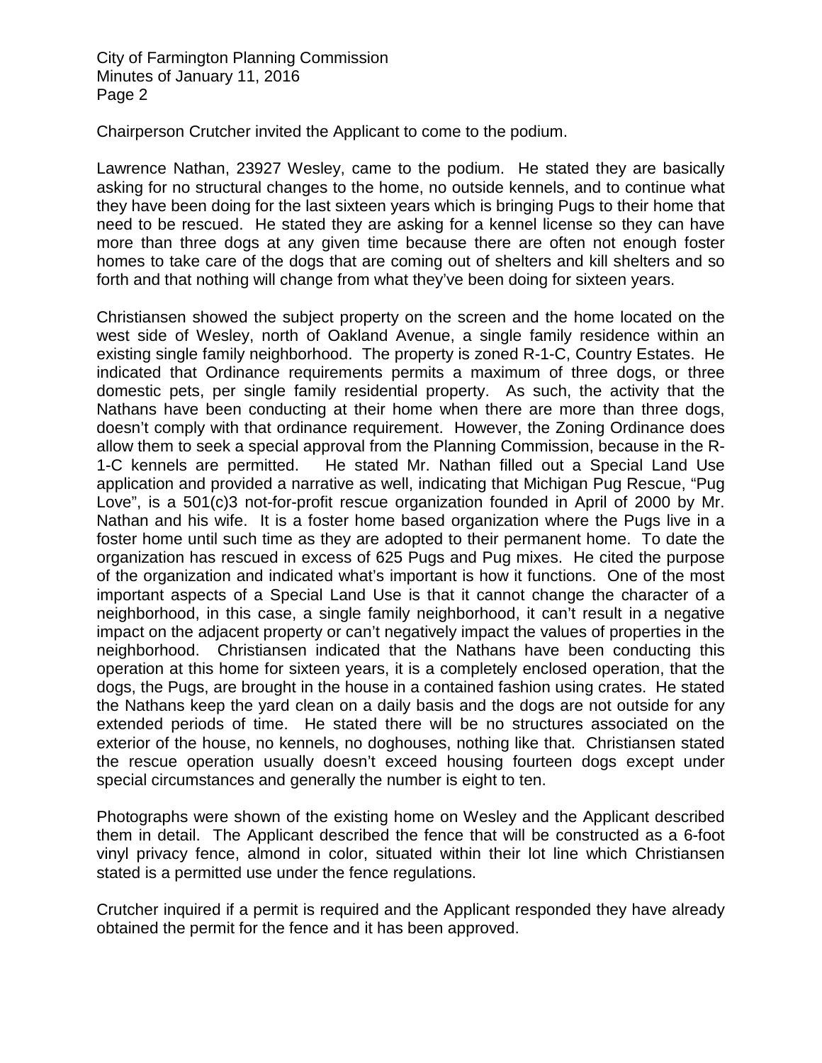Chairperson Crutcher invited the Applicant to come to the podium.

Lawrence Nathan, 23927 Wesley, came to the podium. He stated they are basically asking for no structural changes to the home, no outside kennels, and to continue what they have been doing for the last sixteen years which is bringing Pugs to their home that need to be rescued. He stated they are asking for a kennel license so they can have more than three dogs at any given time because there are often not enough foster homes to take care of the dogs that are coming out of shelters and kill shelters and so forth and that nothing will change from what they've been doing for sixteen years.

Christiansen showed the subject property on the screen and the home located on the west side of Wesley, north of Oakland Avenue, a single family residence within an existing single family neighborhood. The property is zoned R-1-C, Country Estates. He indicated that Ordinance requirements permits a maximum of three dogs, or three domestic pets, per single family residential property. As such, the activity that the Nathans have been conducting at their home when there are more than three dogs, doesn't comply with that ordinance requirement. However, the Zoning Ordinance does allow them to seek a special approval from the Planning Commission, because in the R-1-C kennels are permitted. He stated Mr. Nathan filled out a Special Land Use application and provided a narrative as well, indicating that Michigan Pug Rescue, "Pug Love", is a 501(c)3 not-for-profit rescue organization founded in April of 2000 by Mr. Nathan and his wife. It is a foster home based organization where the Pugs live in a foster home until such time as they are adopted to their permanent home. To date the organization has rescued in excess of 625 Pugs and Pug mixes. He cited the purpose of the organization and indicated what's important is how it functions. One of the most important aspects of a Special Land Use is that it cannot change the character of a neighborhood, in this case, a single family neighborhood, it can't result in a negative impact on the adjacent property or can't negatively impact the values of properties in the neighborhood. Christiansen indicated that the Nathans have been conducting this operation at this home for sixteen years, it is a completely enclosed operation, that the dogs, the Pugs, are brought in the house in a contained fashion using crates. He stated the Nathans keep the yard clean on a daily basis and the dogs are not outside for any extended periods of time. He stated there will be no structures associated on the exterior of the house, no kennels, no doghouses, nothing like that. Christiansen stated the rescue operation usually doesn't exceed housing fourteen dogs except under special circumstances and generally the number is eight to ten.

Photographs were shown of the existing home on Wesley and the Applicant described them in detail. The Applicant described the fence that will be constructed as a 6-foot vinyl privacy fence, almond in color, situated within their lot line which Christiansen stated is a permitted use under the fence regulations.

Crutcher inquired if a permit is required and the Applicant responded they have already obtained the permit for the fence and it has been approved.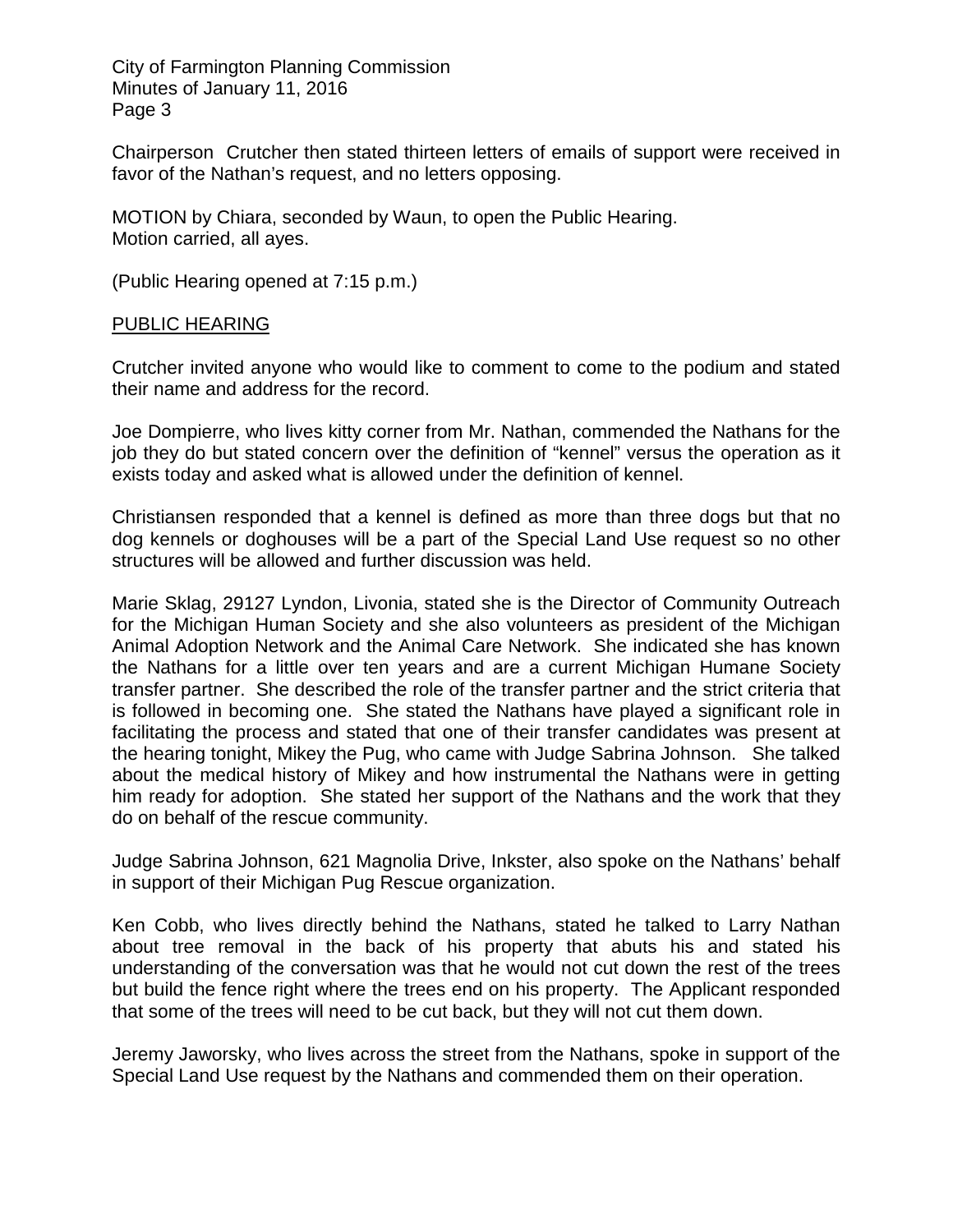Chairperson Crutcher then stated thirteen letters of emails of support were received in favor of the Nathan's request, and no letters opposing.

MOTION by Chiara, seconded by Waun, to open the Public Hearing.
Motion carried, all ayes.

(Public Hearing opened at 7:15 p.m.)

PUBLIC HEARING

Crutcher invited anyone who would like to comment to come to the podium and stated their name and address for the record.

Joe Dompierre, who lives kitty corner from Mr. Nathan, commended the Nathans for the job they do but stated concern over the definition of "kennel" versus the operation as it exists today and asked what is allowed under the definition of kennel.

Christiansen responded that a kennel is defined as more than three dogs but that no dog kennels or doghouses will be a part of the Special Land Use request so no other structures will be allowed and further discussion was held.

Marie Sklag, 29127 Lyndon, Livonia, stated she is the Director of Community Outreach for the Michigan Human Society and she also volunteers as president of the Michigan Animal Adoption Network and the Animal Care Network. She indicated she has known the Nathans for a little over ten years and are a current Michigan Humane Society transfer partner. She described the role of the transfer partner and the strict criteria that is followed in becoming one. She stated the Nathans have played a significant role in facilitating the process and stated that one of their transfer candidates was present at the hearing tonight, Mikey the Pug, who came with Judge Sabrina Johnson. She talked about the medical history of Mikey and how instrumental the Nathans were in getting him ready for adoption. She stated her support of the Nathans and the work that they do on behalf of the rescue community.

Judge Sabrina Johnson, 621 Magnolia Drive, Inkster, also spoke on the Nathans' behalf in support of their Michigan Pug Rescue organization.

Ken Cobb, who lives directly behind the Nathans, stated he talked to Larry Nathan about tree removal in the back of his property that abuts his and stated his understanding of the conversation was that he would not cut down the rest of the trees but build the fence right where the trees end on his property. The Applicant responded that some of the trees will need to be cut back, but they will not cut them down.

Jeremy Jaworsky, who lives across the street from the Nathans, spoke in support of the Special Land Use request by the Nathans and commended them on their operation.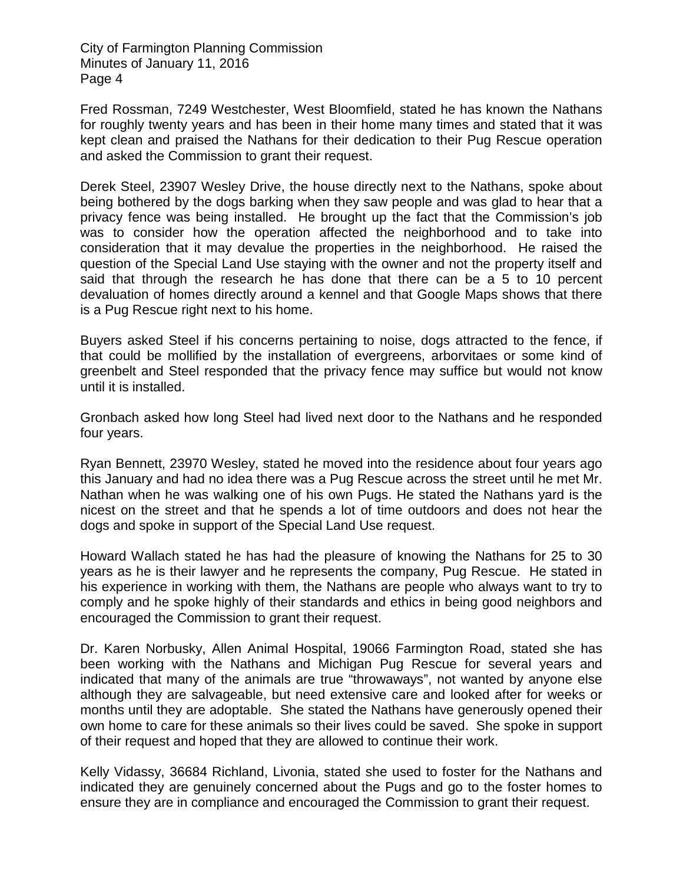Fred Rossman, 7249 Westchester, West Bloomfield, stated he has known the Nathans for roughly twenty years and has been in their home many times and stated that it was kept clean and praised the Nathans for their dedication to their Pug Rescue operation and asked the Commission to grant their request.

Derek Steel, 23907 Wesley Drive, the house directly next to the Nathans, spoke about being bothered by the dogs barking when they saw people and was glad to hear that a privacy fence was being installed. He brought up the fact that the Commission's job was to consider how the operation affected the neighborhood and to take into consideration that it may devalue the properties in the neighborhood. He raised the question of the Special Land Use staying with the owner and not the property itself and said that through the research he has done that there can be a 5 to 10 percent devaluation of homes directly around a kennel and that Google Maps shows that there is a Pug Rescue right next to his home.

Buyers asked Steel if his concerns pertaining to noise, dogs attracted to the fence, if that could be mollified by the installation of evergreens, arborvitaes or some kind of greenbelt and Steel responded that the privacy fence may suffice but would not know until it is installed.

Gronbach asked how long Steel had lived next door to the Nathans and he responded four years.

Ryan Bennett, 23970 Wesley, stated he moved into the residence about four years ago this January and had no idea there was a Pug Rescue across the street until he met Mr. Nathan when he was walking one of his own Pugs. He stated the Nathans yard is the nicest on the street and that he spends a lot of time outdoors and does not hear the dogs and spoke in support of the Special Land Use request.

Howard Wallach stated he has had the pleasure of knowing the Nathans for 25 to 30 years as he is their lawyer and he represents the company, Pug Rescue. He stated in his experience in working with them, the Nathans are people who always want to try to comply and he spoke highly of their standards and ethics in being good neighbors and encouraged the Commission to grant their request.

Dr. Karen Norbusky, Allen Animal Hospital, 19066 Farmington Road, stated she has been working with the Nathans and Michigan Pug Rescue for several years and indicated that many of the animals are true "throwaways", not wanted by anyone else although they are salvageable, but need extensive care and looked after for weeks or months until they are adoptable. She stated the Nathans have generously opened their own home to care for these animals so their lives could be saved. She spoke in support of their request and hoped that they are allowed to continue their work.

Kelly Vidassy, 36684 Richland, Livonia, stated she used to foster for the Nathans and indicated they are genuinely concerned about the Pugs and go to the foster homes to ensure they are in compliance and encouraged the Commission to grant their request.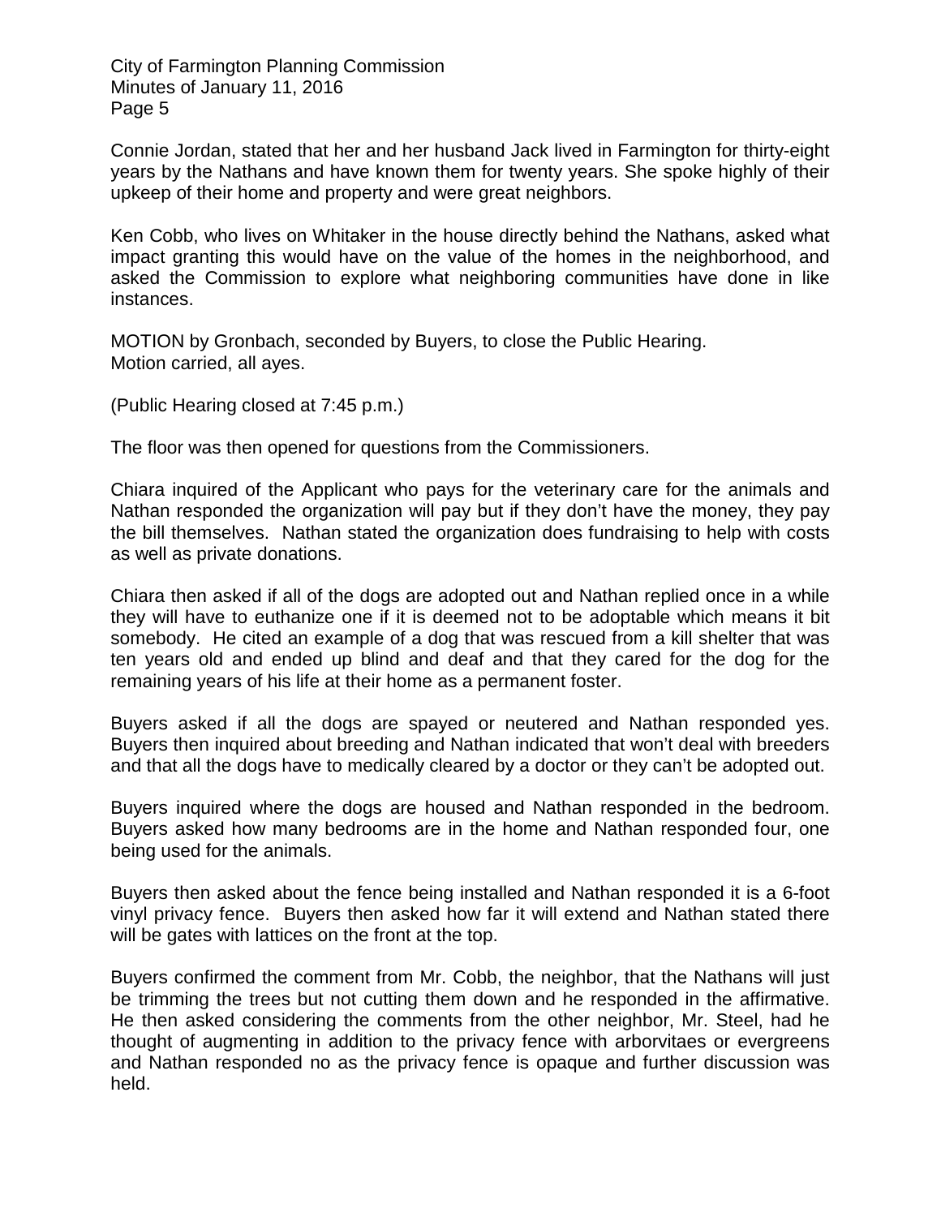Connie Jordan, stated that her and her husband Jack lived in Farmington for thirty-eight years by the Nathans and have known them for twenty years. She spoke highly of their upkeep of their home and property and were great neighbors.

Ken Cobb, who lives on Whitaker in the house directly behind the Nathans, asked what impact granting this would have on the value of the homes in the neighborhood, and asked the Commission to explore what neighboring communities have done in like instances.

MOTION by Gronbach, seconded by Buyers, to close the Public Hearing.
Motion carried, all ayes.

(Public Hearing closed at 7:45 p.m.)

The floor was then opened for questions from the Commissioners.

Chiara inquired of the Applicant who pays for the veterinary care for the animals and Nathan responded the organization will pay but if they don't have the money, they pay the bill themselves. Nathan stated the organization does fundraising to help with costs as well as private donations.

Chiara then asked if all of the dogs are adopted out and Nathan replied once in a while they will have to euthanize one if it is deemed not to be adoptable which means it bit somebody. He cited an example of a dog that was rescued from a kill shelter that was ten years old and ended up blind and deaf and that they cared for the dog for the remaining years of his life at their home as a permanent foster.

Buyers asked if all the dogs are spayed or neutered and Nathan responded yes. Buyers then inquired about breeding and Nathan indicated that won't deal with breeders and that all the dogs have to medically cleared by a doctor or they can't be adopted out.

Buyers inquired where the dogs are housed and Nathan responded in the bedroom. Buyers asked how many bedrooms are in the home and Nathan responded four, one being used for the animals.

Buyers then asked about the fence being installed and Nathan responded it is a 6-foot vinyl privacy fence. Buyers then asked how far it will extend and Nathan stated there will be gates with lattices on the front at the top.

Buyers confirmed the comment from Mr. Cobb, the neighbor, that the Nathans will just be trimming the trees but not cutting them down and he responded in the affirmative. He then asked considering the comments from the other neighbor, Mr. Steel, had he thought of augmenting in addition to the privacy fence with arborvitaes or evergreens and Nathan responded no as the privacy fence is opaque and further discussion was held.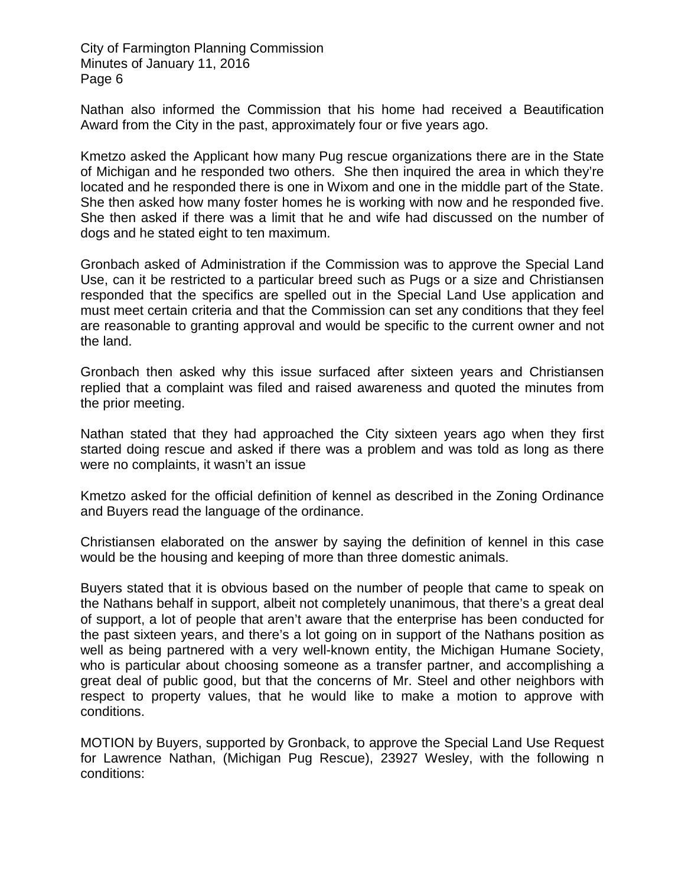Nathan also informed the Commission that his home had received a Beautification Award from the City in the past, approximately four or five years ago.

Kmetzo asked the Applicant how many Pug rescue organizations there are in the State of Michigan and he responded two others. She then inquired the area in which they're located and he responded there is one in Wixom and one in the middle part of the State. She then asked how many foster homes he is working with now and he responded five. She then asked if there was a limit that he and wife had discussed on the number of dogs and he stated eight to ten maximum.

Gronbach asked of Administration if the Commission was to approve the Special Land Use, can it be restricted to a particular breed such as Pugs or a size and Christiansen responded that the specifics are spelled out in the Special Land Use application and must meet certain criteria and that the Commission can set any conditions that they feel are reasonable to granting approval and would be specific to the current owner and not the land.

Gronbach then asked why this issue surfaced after sixteen years and Christiansen replied that a complaint was filed and raised awareness and quoted the minutes from the prior meeting.

Nathan stated that they had approached the City sixteen years ago when they first started doing rescue and asked if there was a problem and was told as long as there were no complaints, it wasn't an issue

Kmetzo asked for the official definition of kennel as described in the Zoning Ordinance and Buyers read the language of the ordinance.

Christiansen elaborated on the answer by saying the definition of kennel in this case would be the housing and keeping of more than three domestic animals.

Buyers stated that it is obvious based on the number of people that came to speak on the Nathans behalf in support, albeit not completely unanimous, that there's a great deal of support, a lot of people that aren't aware that the enterprise has been conducted for the past sixteen years, and there's a lot going on in support of the Nathans position as well as being partnered with a very well-known entity, the Michigan Humane Society, who is particular about choosing someone as a transfer partner, and accomplishing a great deal of public good, but that the concerns of Mr. Steel and other neighbors with respect to property values, that he would like to make a motion to approve with conditions.

MOTION by Buyers, supported by Gronback, to approve the Special Land Use Request for Lawrence Nathan, (Michigan Pug Rescue), 23927 Wesley, with the following n conditions: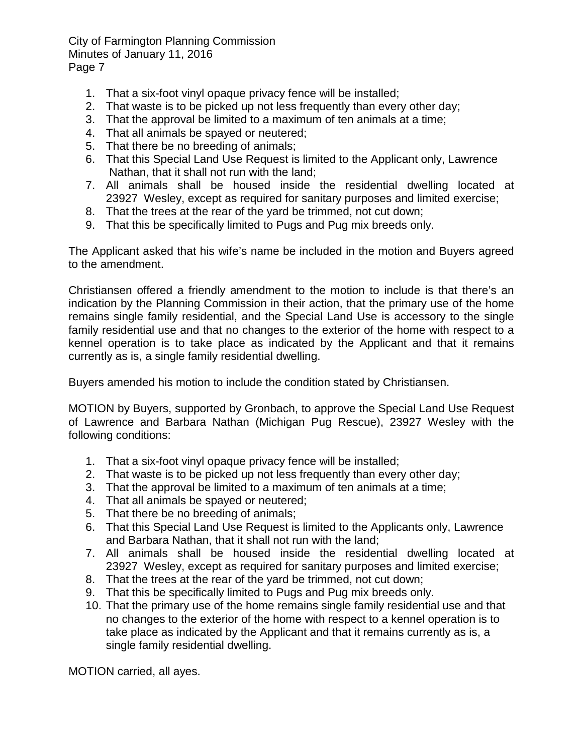1. That a six-foot vinyl opaque privacy fence will be installed;
2. That waste is to be picked up not less frequently than every other day;
3. That the approval be limited to a maximum of ten animals at a time;
4. That all animals be spayed or neutered;
5. That there be no breeding of animals;
6. That this Special Land Use Request is limited to the Applicant only, Lawrence Nathan, that it shall not run with the land;
7. All animals shall be housed inside the residential dwelling located at 23927 Wesley, except as required for sanitary purposes and limited exercise;
8. That the trees at the rear of the yard be trimmed, not cut down;
9. That this be specifically limited to Pugs and Pug mix breeds only.

The Applicant asked that his wife's name be included in the motion and Buyers agreed to the amendment.

Christiansen offered a friendly amendment to the motion to include is that there's an indication by the Planning Commission in their action, that the primary use of the home remains single family residential, and the Special Land Use is accessory to the single family residential use and that no changes to the exterior of the home with respect to a kennel operation is to take place as indicated by the Applicant and that it remains currently as is, a single family residential dwelling.

Buyers amended his motion to include the condition stated by Christiansen.

MOTION by Buyers, supported by Gronbach, to approve the Special Land Use Request of Lawrence and Barbara Nathan (Michigan Pug Rescue), 23927 Wesley with the following conditions:

1. That a six-foot vinyl opaque privacy fence will be installed;
2. That waste is to be picked up not less frequently than every other day;
3. That the approval be limited to a maximum of ten animals at a time;
4. That all animals be spayed or neutered;
5. That there be no breeding of animals;
6. That this Special Land Use Request is limited to the Applicants only, Lawrence and Barbara Nathan, that it shall not run with the land;
7. All animals shall be housed inside the residential dwelling located at 23927 Wesley, except as required for sanitary purposes and limited exercise;
8. That the trees at the rear of the yard be trimmed, not cut down;
9. That this be specifically limited to Pugs and Pug mix breeds only.
10. That the primary use of the home remains single family residential use and that no changes to the exterior of the home with respect to a kennel operation is to take place as indicated by the Applicant and that it remains currently as is, a single family residential dwelling.

MOTION carried, all ayes.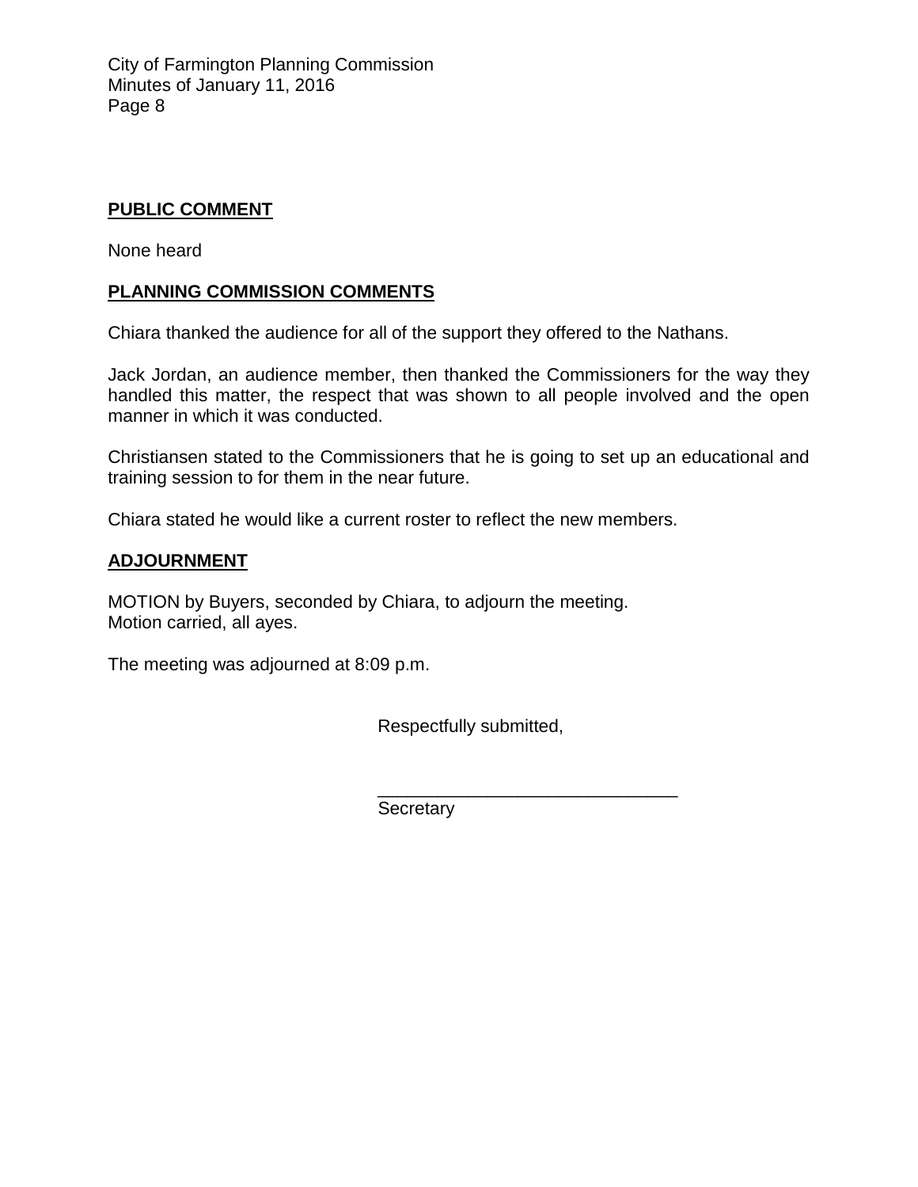## PUBLIC COMMENT

None heard

## PLANNING COMMISSION COMMENTS

Chiara thanked the audience for all of the support they offered to the Nathans.

Jack Jordan, an audience member, then thanked the Commissioners for the way they handled this matter, the respect that was shown to all people involved and the open manner in which it was conducted.

Christiansen stated to the Commissioners that he is going to set up an educational and training session to for them in the near future.

Chiara stated he would like a current roster to reflect the new members.

## ADJOURNMENT

MOTION by Buyers, seconded by Chiara, to adjourn the meeting.
Motion carried, all ayes.

The meeting was adjourned at 8:09 p.m.

Respectfully submitted,

_______________________________
Secretary